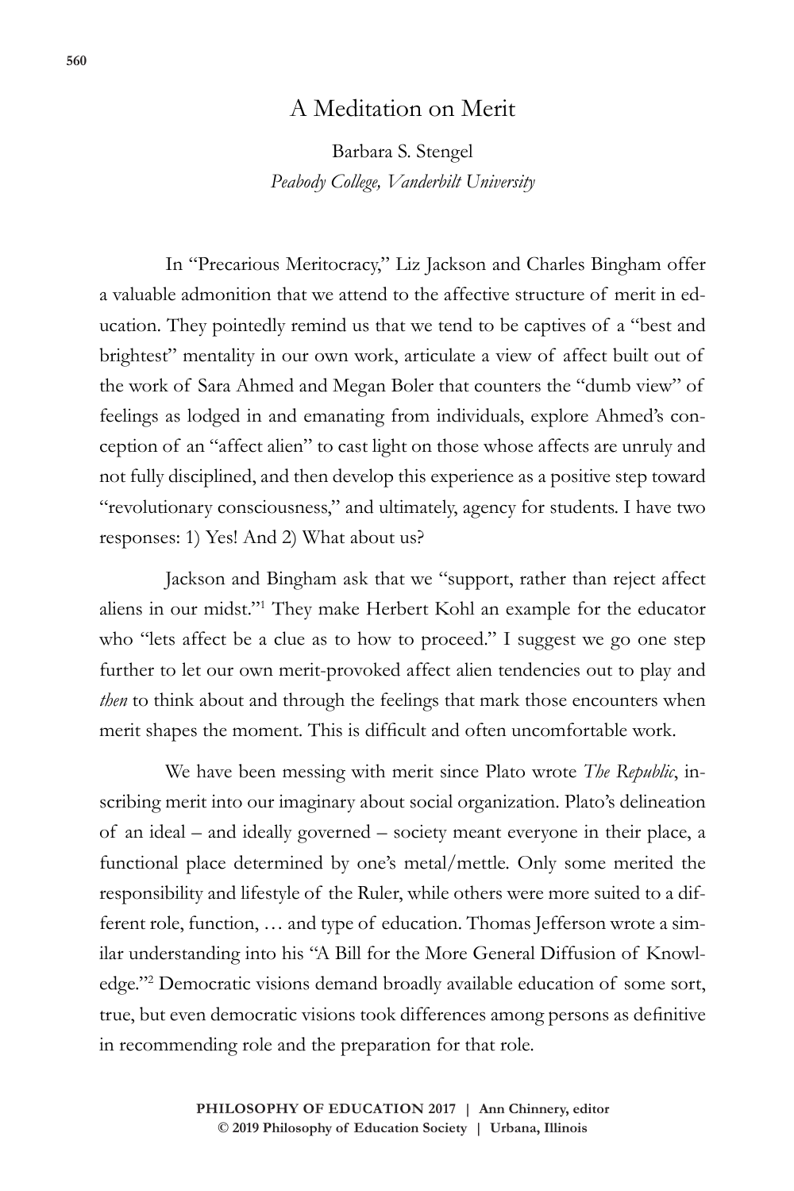# A Meditation on Merit

Barbara S. Stengel
*Peabody College, Vanderbilt University*

In "Precarious Meritocracy," Liz Jackson and Charles Bingham offer a valuable admonition that we attend to the affective structure of merit in education. They pointedly remind us that we tend to be captives of a "best and brightest" mentality in our own work, articulate a view of affect built out of the work of Sara Ahmed and Megan Boler that counters the "dumb view" of feelings as lodged in and emanating from individuals, explore Ahmed's conception of an "affect alien" to cast light on those whose affects are unruly and not fully disciplined, and then develop this experience as a positive step toward "revolutionary consciousness," and ultimately, agency for students. I have two responses: 1) Yes! And 2) What about us?

Jackson and Bingham ask that we "support, rather than reject affect aliens in our midst."[1] They make Herbert Kohl an example for the educator who "lets affect be a clue as to how to proceed." I suggest we go one step further to let our own merit-provoked affect alien tendencies out to play and *then* to think about and through the feelings that mark those encounters when merit shapes the moment. This is difficult and often uncomfortable work.

We have been messing with merit since Plato wrote *The Republic*, inscribing merit into our imaginary about social organization. Plato's delineation of an ideal – and ideally governed – society meant everyone in their place, a functional place determined by one's metal/mettle. Only some merited the responsibility and lifestyle of the Ruler, while others were more suited to a different role, function, … and type of education. Thomas Jefferson wrote a similar understanding into his "A Bill for the More General Diffusion of Knowledge."[2] Democratic visions demand broadly available education of some sort, true, but even democratic visions took differences among persons as definitive in recommending role and the preparation for that role.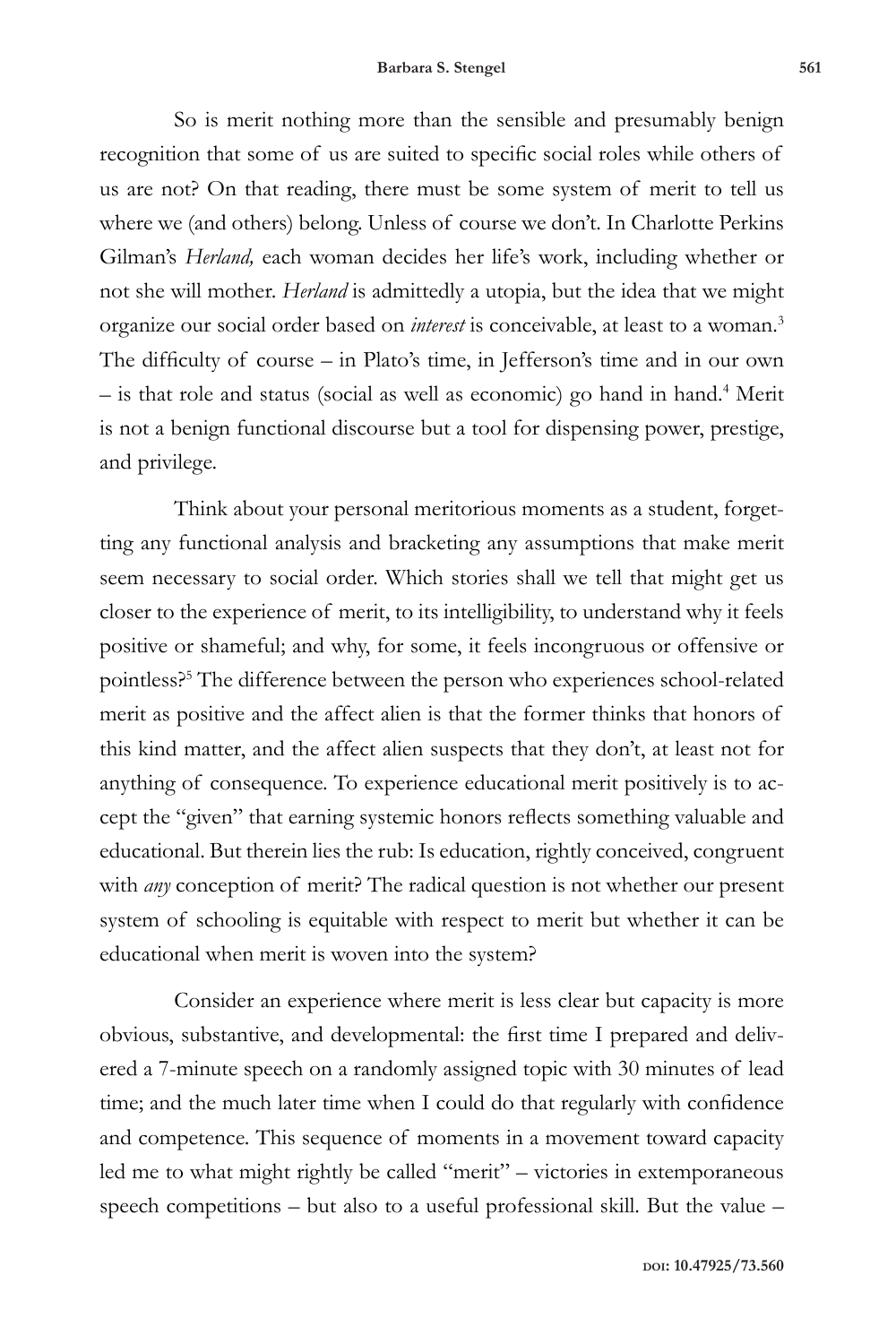So is merit nothing more than the sensible and presumably benign recognition that some of us are suited to specific social roles while others of us are not? On that reading, there must be some system of merit to tell us where we (and others) belong. Unless of course we don't. In Charlotte Perkins Gilman's *Herland,* each woman decides her life's work, including whether or not she will mother. *Herland* is admittedly a utopia, but the idea that we might organize our social order based on *interest* is conceivable, at least to a woman.[3] The difficulty of course – in Plato's time, in Jefferson's time and in our own – is that role and status (social as well as economic) go hand in hand.[4] Merit is not a benign functional discourse but a tool for dispensing power, prestige, and privilege.

Think about your personal meritorious moments as a student, forgetting any functional analysis and bracketing any assumptions that make merit seem necessary to social order. Which stories shall we tell that might get us closer to the experience of merit, to its intelligibility, to understand why it feels positive or shameful; and why, for some, it feels incongruous or offensive or pointless?[5] The difference between the person who experiences school-related merit as positive and the affect alien is that the former thinks that honors of this kind matter, and the affect alien suspects that they don't, at least not for anything of consequence. To experience educational merit positively is to accept the "given" that earning systemic honors reflects something valuable and educational. But therein lies the rub: Is education, rightly conceived, congruent with *any* conception of merit? The radical question is not whether our present system of schooling is equitable with respect to merit but whether it can be educational when merit is woven into the system?

Consider an experience where merit is less clear but capacity is more obvious, substantive, and developmental: the first time I prepared and delivered a 7-minute speech on a randomly assigned topic with 30 minutes of lead time; and the much later time when I could do that regularly with confidence and competence. This sequence of moments in a movement toward capacity led me to what might rightly be called "merit" – victories in extemporaneous speech competitions – but also to a useful professional skill. But the value –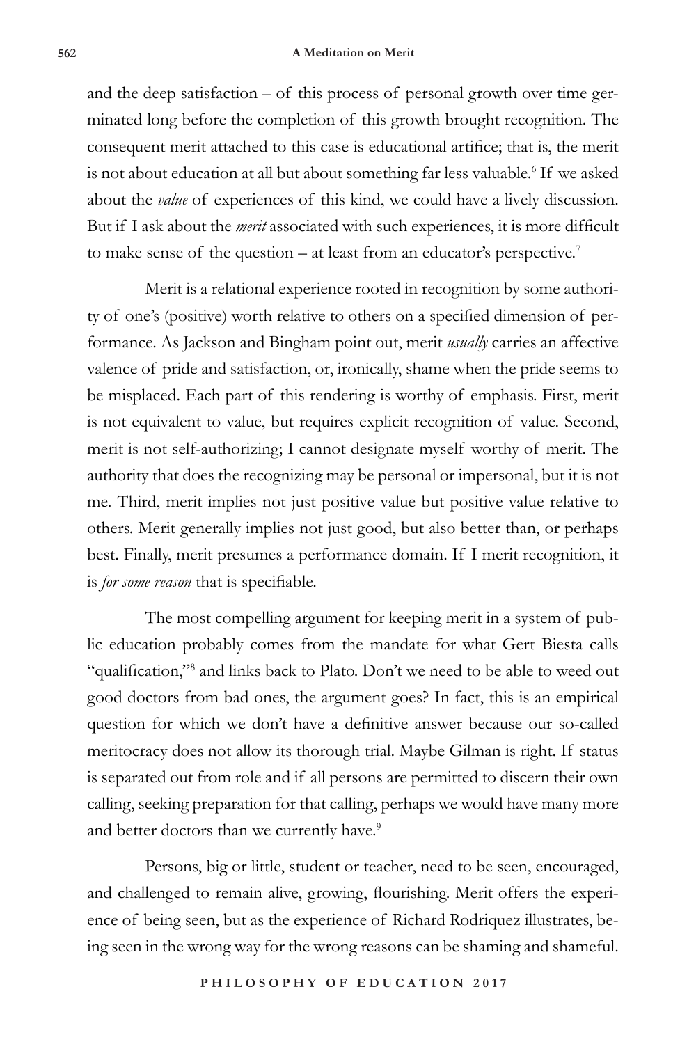and the deep satisfaction – of this process of personal growth over time germinated long before the completion of this growth brought recognition. The consequent merit attached to this case is educational artifice; that is, the merit is not about education at all but about something far less valuable.[6] If we asked about the *value* of experiences of this kind, we could have a lively discussion. But if I ask about the *merit* associated with such experiences, it is more difficult to make sense of the question – at least from an educator's perspective.[7]

Merit is a relational experience rooted in recognition by some authority of one's (positive) worth relative to others on a specified dimension of performance. As Jackson and Bingham point out, merit *usually* carries an affective valence of pride and satisfaction, or, ironically, shame when the pride seems to be misplaced. Each part of this rendering is worthy of emphasis. First, merit is not equivalent to value, but requires explicit recognition of value. Second, merit is not self-authorizing; I cannot designate myself worthy of merit. The authority that does the recognizing may be personal or impersonal, but it is not me. Third, merit implies not just positive value but positive value relative to others. Merit generally implies not just good, but also better than, or perhaps best. Finally, merit presumes a performance domain. If I merit recognition, it is *for some reason* that is specifiable.

The most compelling argument for keeping merit in a system of public education probably comes from the mandate for what Gert Biesta calls "qualification,"[8] and links back to Plato. Don't we need to be able to weed out good doctors from bad ones, the argument goes? In fact, this is an empirical question for which we don't have a definitive answer because our so-called meritocracy does not allow its thorough trial. Maybe Gilman is right. If status is separated out from role and if all persons are permitted to discern their own calling, seeking preparation for that calling, perhaps we would have many more and better doctors than we currently have.[9]

Persons, big or little, student or teacher, need to be seen, encouraged, and challenged to remain alive, growing, flourishing. Merit offers the experience of being seen, but as the experience of Richard Rodriquez illustrates, being seen in the wrong way for the wrong reasons can be shaming and shameful.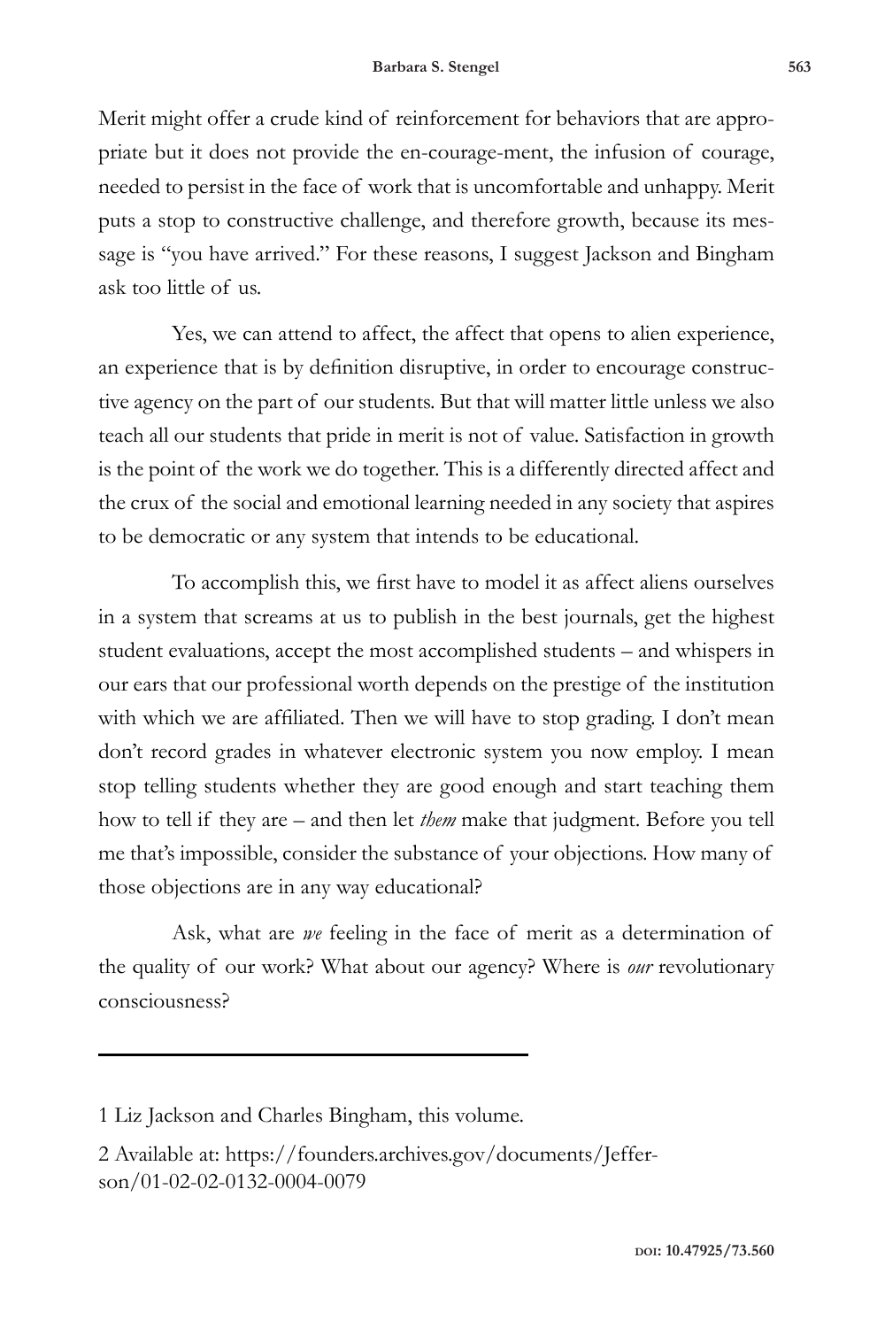Merit might offer a crude kind of reinforcement for behaviors that are appropriate but it does not provide the en-courage-ment, the infusion of courage, needed to persist in the face of work that is uncomfortable and unhappy. Merit puts a stop to constructive challenge, and therefore growth, because its message is "you have arrived." For these reasons, I suggest Jackson and Bingham ask too little of us.

Yes, we can attend to affect, the affect that opens to alien experience, an experience that is by definition disruptive, in order to encourage constructive agency on the part of our students. But that will matter little unless we also teach all our students that pride in merit is not of value. Satisfaction in growth is the point of the work we do together. This is a differently directed affect and the crux of the social and emotional learning needed in any society that aspires to be democratic or any system that intends to be educational.

To accomplish this, we first have to model it as affect aliens ourselves in a system that screams at us to publish in the best journals, get the highest student evaluations, accept the most accomplished students – and whispers in our ears that our professional worth depends on the prestige of the institution with which we are affiliated. Then we will have to stop grading. I don't mean don't record grades in whatever electronic system you now employ. I mean stop telling students whether they are good enough and start teaching them how to tell if they are – and then let *them* make that judgment. Before you tell me that's impossible, consider the substance of your objections. How many of those objections are in any way educational?

Ask, what are *we* feeling in the face of merit as a determination of the quality of our work? What about our agency? Where is *our* revolutionary consciousness?

---

1 Liz Jackson and Charles Bingham, this volume.

2 Available at: https://founders.archives.gov/documents/Jefferson/01-02-02-0132-0004-0079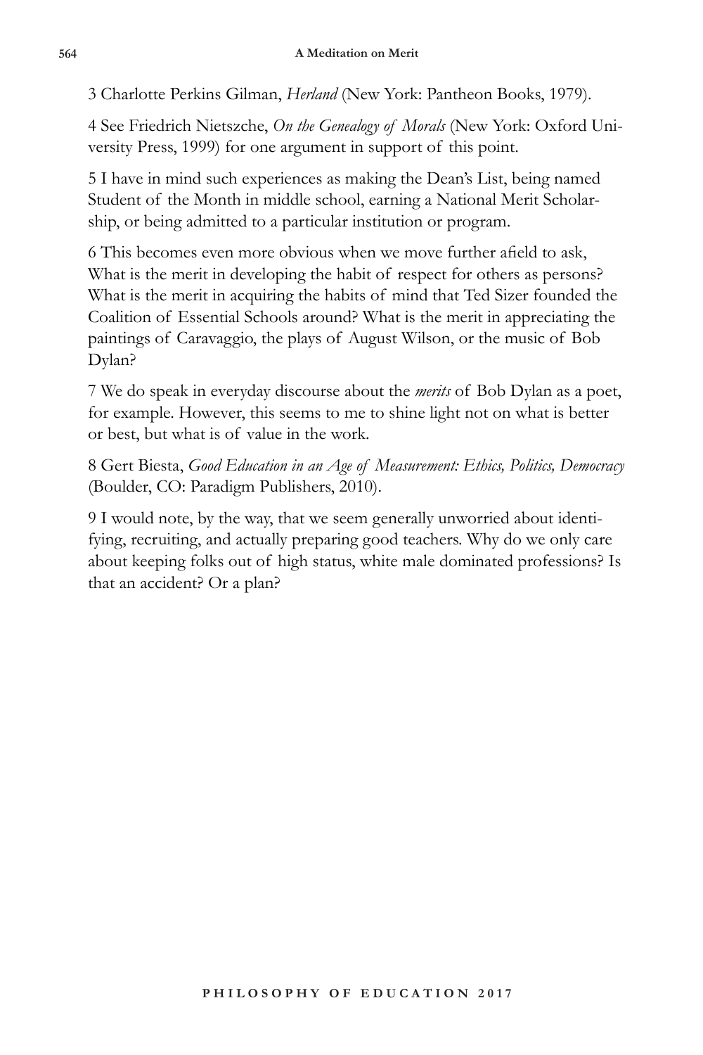3 Charlotte Perkins Gilman, *Herland* (New York: Pantheon Books, 1979).

4 See Friedrich Nietszche, *On the Genealogy of Morals* (New York: Oxford University Press, 1999) for one argument in support of this point.

5 I have in mind such experiences as making the Dean's List, being named Student of the Month in middle school, earning a National Merit Scholarship, or being admitted to a particular institution or program.

6 This becomes even more obvious when we move further afield to ask, What is the merit in developing the habit of respect for others as persons? What is the merit in acquiring the habits of mind that Ted Sizer founded the Coalition of Essential Schools around? What is the merit in appreciating the paintings of Caravaggio, the plays of August Wilson, or the music of Bob Dylan?

7 We do speak in everyday discourse about the *merits* of Bob Dylan as a poet, for example. However, this seems to me to shine light not on what is better or best, but what is of value in the work.

8 Gert Biesta, *Good Education in an Age of Measurement: Ethics, Politics, Democracy* (Boulder, CO: Paradigm Publishers, 2010).

9 I would note, by the way, that we seem generally unworried about identifying, recruiting, and actually preparing good teachers. Why do we only care about keeping folks out of high status, white male dominated professions? Is that an accident? Or a plan?